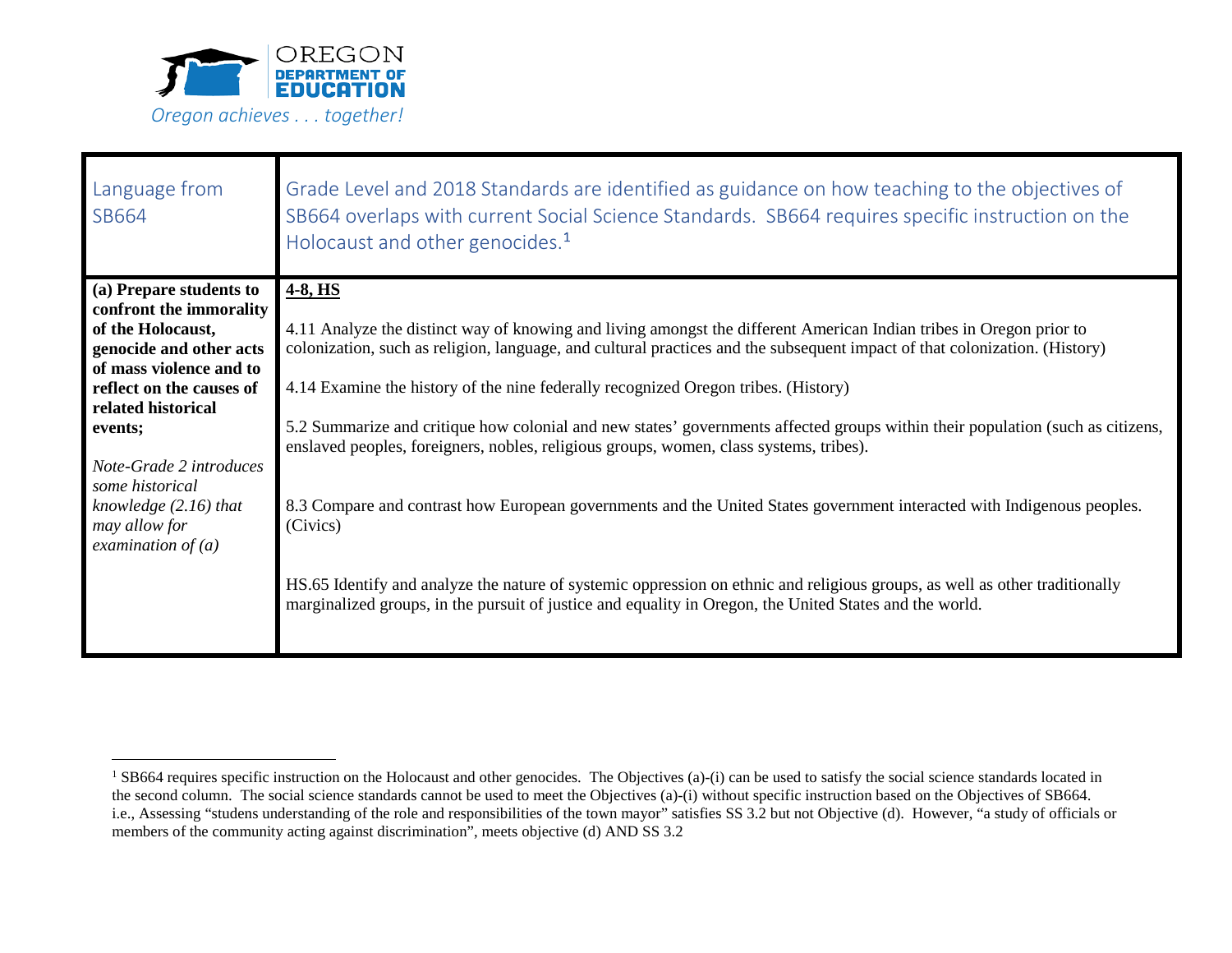OREGON
DEPARTMENT OF
EDUCATION

*Oregon achieves . . . together!*

| Language from SB664 | Grade Level and 2018 Standards are identified as guidance on how teaching to the objectives of SB664 overlaps with current Social Science Standards. SB664 requires specific instruction on the Holocaust and other genocides.[1] |
|---|---|
| **(a) Prepare students to confront the immorality of the Holocaust, genocide and other acts of mass violence and to reflect on the causes of related historical events;**<br><br>*Note-Grade 2 introduces some historical knowledge (2.16) that may allow for examination of (a)* | **4-8, HS**<br><br>4.11 Analyze the distinct way of knowing and living amongst the different American Indian tribes in Oregon prior to colonization, such as religion, language, and cultural practices and the subsequent impact of that colonization. (History)<br><br>4.14 Examine the history of the nine federally recognized Oregon tribes. (History)<br><br>5.2 Summarize and critique how colonial and new states' governments affected groups within their population (such as citizens, enslaved peoples, foreigners, nobles, religious groups, women, class systems, tribes).<br><br>8.3 Compare and contrast how European governments and the United States government interacted with Indigenous peoples. (Civics)<br><br>HS.65 Identify and analyze the nature of systemic oppression on ethnic and religious groups, as well as other traditionally marginalized groups, in the pursuit of justice and equality in Oregon, the United States and the world. |

[1] SB664 requires specific instruction on the Holocaust and other genocides. The Objectives (a)-(i) can be used to satisfy the social science standards located in the second column. The social science standards cannot be used to meet the Objectives (a)-(i) without specific instruction based on the Objectives of SB664. i.e., Assessing "studens understanding of the role and responsibilities of the town mayor" satisfies SS 3.2 but not Objective (d). However, "a study of officials or members of the community acting against discrimination", meets objective (d) AND SS 3.2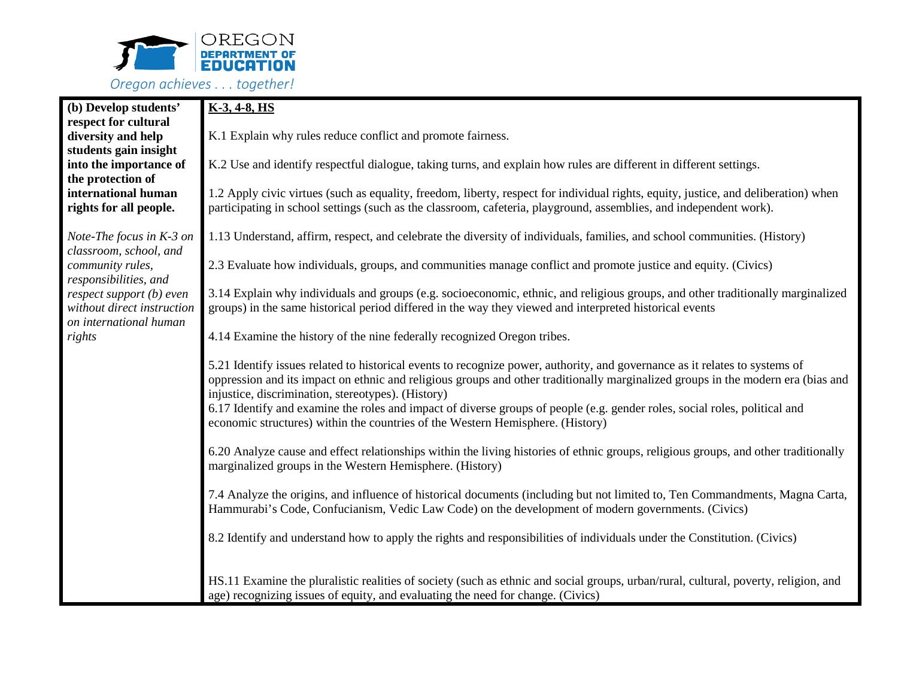| **(b) Develop students' respect for cultural diversity and help students gain insight into the importance of the protection of international human rights for all people.**<br><br>*Note-The focus in K-3 on classroom, school, and community rules, responsibilities, and respect support (b) even without direct instruction on international human rights* | **K-3, 4-8, HS**<br><br>K.1 Explain why rules reduce conflict and promote fairness.<br><br>K.2 Use and identify respectful dialogue, taking turns, and explain how rules are different in different settings.<br><br>1.2 Apply civic virtues (such as equality, freedom, liberty, respect for individual rights, equity, justice, and deliberation) when participating in school settings (such as the classroom, cafeteria, playground, assemblies, and independent work).<br><br>1.13 Understand, affirm, respect, and celebrate the diversity of individuals, families, and school communities. (History)<br><br>2.3 Evaluate how individuals, groups, and communities manage conflict and promote justice and equity. (Civics)<br><br>3.14 Explain why individuals and groups (e.g. socioeconomic, ethnic, and religious groups, and other traditionally marginalized groups) in the same historical period differed in the way they viewed and interpreted historical events<br><br>4.14 Examine the history of the nine federally recognized Oregon tribes.<br><br>5.21 Identify issues related to historical events to recognize power, authority, and governance as it relates to systems of oppression and its impact on ethnic and religious groups and other traditionally marginalized groups in the modern era (bias and injustice, discrimination, stereotypes). (History)<br>6.17 Identify and examine the roles and impact of diverse groups of people (e.g. gender roles, social roles, political and economic structures) within the countries of the Western Hemisphere. (History)<br><br>6.20 Analyze cause and effect relationships within the living histories of ethnic groups, religious groups, and other traditionally marginalized groups in the Western Hemisphere. (History)<br><br>7.4 Analyze the origins, and influence of historical documents (including but not limited to, Ten Commandments, Magna Carta, Hammurabi's Code, Confucianism, Vedic Law Code) on the development of modern governments. (Civics)<br><br>8.2 Identify and understand how to apply the rights and responsibilities of individuals under the Constitution. (Civics)<br><br>HS.11 Examine the pluralistic realities of society (such as ethnic and social groups, urban/rural, cultural, poverty, religion, and age) recognizing issues of equity, and evaluating the need for change. (Civics) |
|---|---|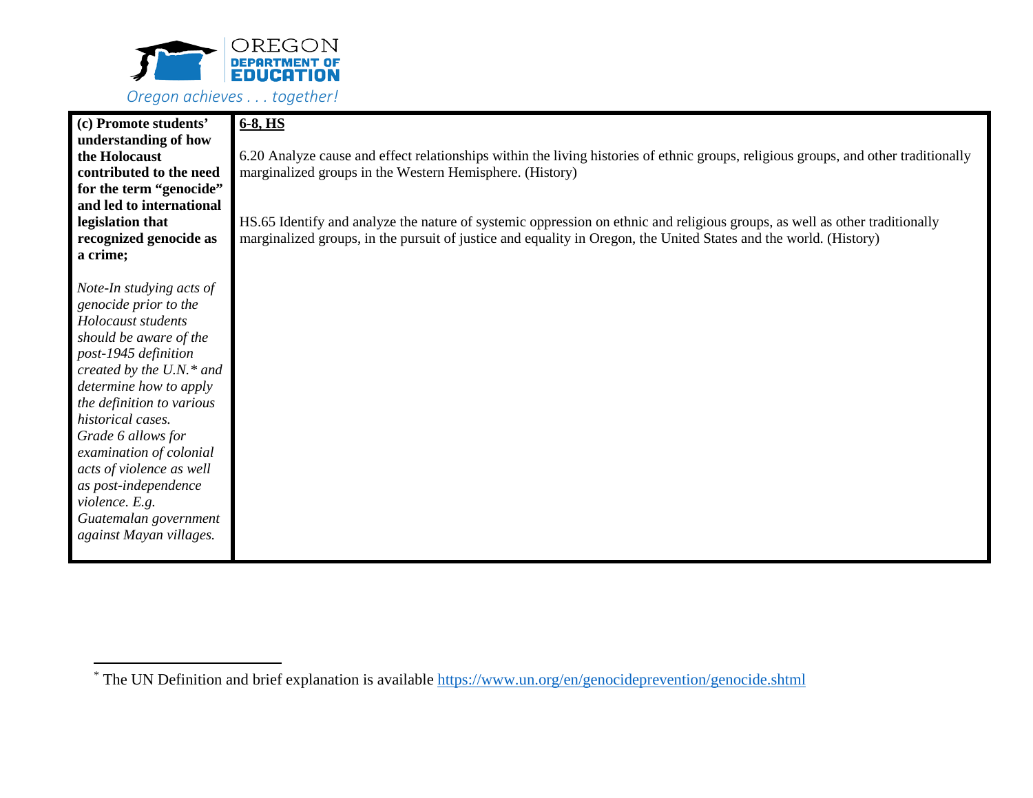| **(c) Promote students' understanding of how the Holocaust contributed to the need for the term "genocide" and led to international legislation that recognized genocide as a crime;**<br><br>*Note-In studying acts of genocide prior to the Holocaust students should be aware of the post-1945 definition created by the U.N.* and determine how to apply the definition to various historical cases.*<br>*Grade 6 allows for examination of colonial acts of violence as well as post-independence violence. E.g. Guatemalan government against Mayan villages.* | **<u>6-8, HS</u>**<br><br>6.20 Analyze cause and effect relationships within the living histories of ethnic groups, religious groups, and other traditionally marginalized groups in the Western Hemisphere. (History)<br><br>HS.65 Identify and analyze the nature of systemic oppression on ethnic and religious groups, as well as other traditionally marginalized groups, in the pursuit of justice and equality in Oregon, the United States and the world. (History) |
|---|---|

* The UN Definition and brief explanation is available [https://www.un.org/en/genocideprevention/genocide.shtml](https://www.un.org/en/genocideprevention/genocide.shtml)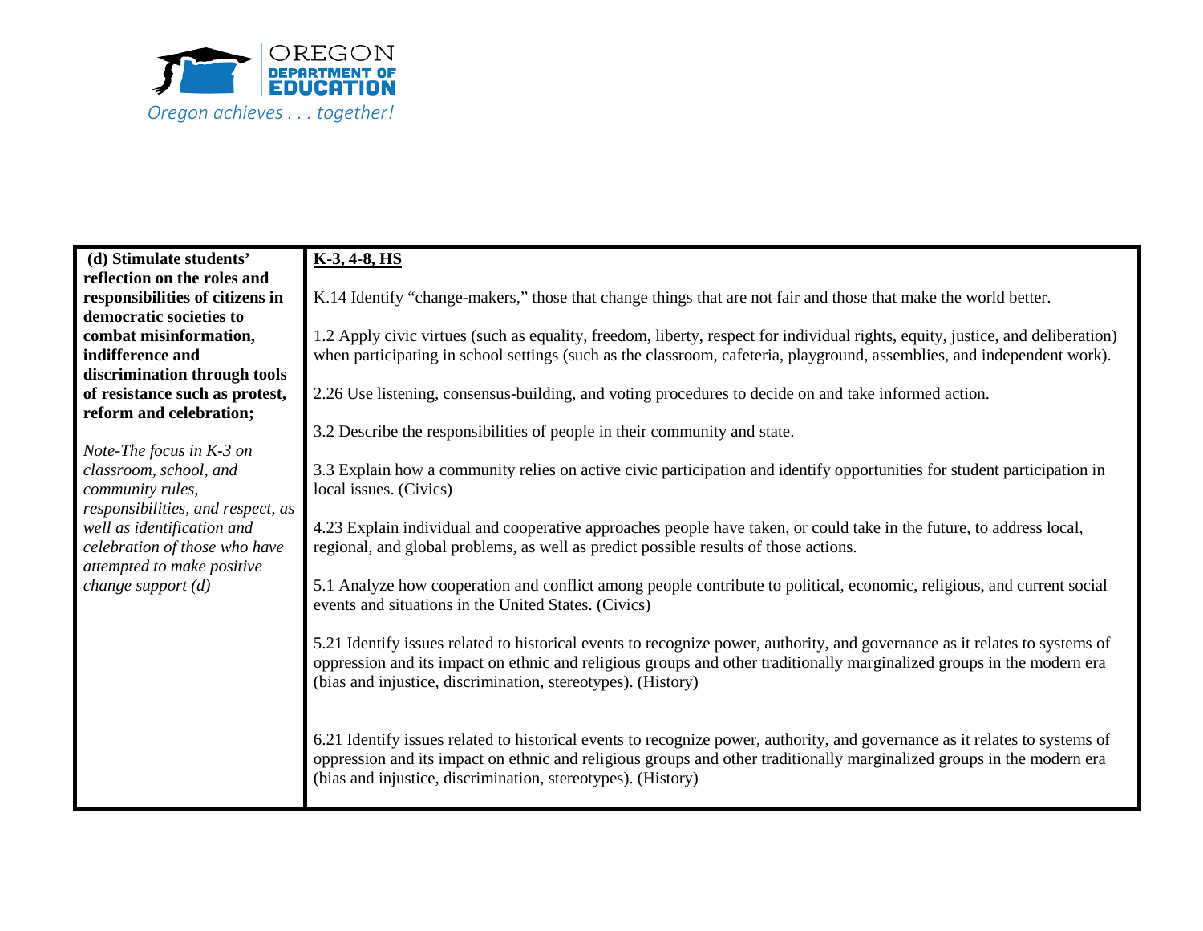| **(d) Stimulate students' reflection on the roles and responsibilities of citizens in democratic societies to combat misinformation, indifference and discrimination through tools of resistance such as protest, reform and celebration;**<br><br>*Note-The focus in K-3 on classroom, school, and community rules, responsibilities, and respect, as well as identification and celebration of those who have attempted to make positive change support (d)* | **<u>K-3, 4-8, HS</u>**<br><br>K.14 Identify "change-makers," those that change things that are not fair and those that make the world better.<br><br>1.2 Apply civic virtues (such as equality, freedom, liberty, respect for individual rights, equity, justice, and deliberation) when participating in school settings (such as the classroom, cafeteria, playground, assemblies, and independent work).<br><br>2.26 Use listening, consensus-building, and voting procedures to decide on and take informed action.<br><br>3.2 Describe the responsibilities of people in their community and state.<br><br>3.3 Explain how a community relies on active civic participation and identify opportunities for student participation in local issues. (Civics)<br><br>4.23 Explain individual and cooperative approaches people have taken, or could take in the future, to address local, regional, and global problems, as well as predict possible results of those actions.<br><br>5.1 Analyze how cooperation and conflict among people contribute to political, economic, religious, and current social events and situations in the United States. (Civics)<br><br>5.21 Identify issues related to historical events to recognize power, authority, and governance as it relates to systems of oppression and its impact on ethnic and religious groups and other traditionally marginalized groups in the modern era (bias and injustice, discrimination, stereotypes). (History)<br><br>6.21 Identify issues related to historical events to recognize power, authority, and governance as it relates to systems of oppression and its impact on ethnic and religious groups and other traditionally marginalized groups in the modern era (bias and injustice, discrimination, stereotypes). (History) |
|---|---|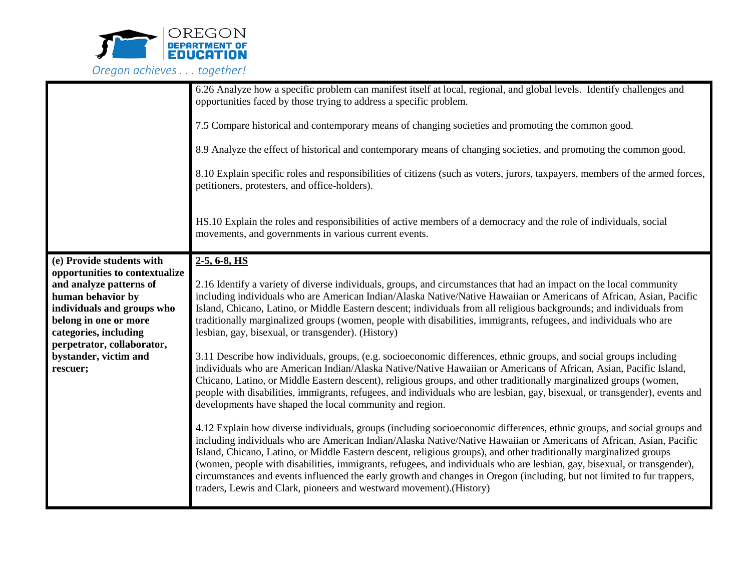| | |
|---|---|
| | 6.26 Analyze how a specific problem can manifest itself at local, regional, and global levels. Identify challenges and opportunities faced by those trying to address a specific problem.<br><br>7.5 Compare historical and contemporary means of changing societies and promoting the common good.<br><br>8.9 Analyze the effect of historical and contemporary means of changing societies, and promoting the common good.<br><br>8.10 Explain specific roles and responsibilities of citizens (such as voters, jurors, taxpayers, members of the armed forces, petitioners, protesters, and office-holders).<br><br>HS.10 Explain the roles and responsibilities of active members of a democracy and the role of individuals, social movements, and governments in various current events. |
| **(e) Provide students with opportunities to contextualize and analyze patterns of human behavior by individuals and groups who belong in one or more categories, including perpetrator, collaborator, bystander, victim and rescuer;** | **2-5, 6-8, HS**<br><br>2.16 Identify a variety of diverse individuals, groups, and circumstances that had an impact on the local community including individuals who are American Indian/Alaska Native/Native Hawaiian or Americans of African, Asian, Pacific Island, Chicano, Latino, or Middle Eastern descent; individuals from all religious backgrounds; and individuals from traditionally marginalized groups (women, people with disabilities, immigrants, refugees, and individuals who are lesbian, gay, bisexual, or transgender). (History)<br><br>3.11 Describe how individuals, groups, (e.g. socioeconomic differences, ethnic groups, and social groups including individuals who are American Indian/Alaska Native/Native Hawaiian or Americans of African, Asian, Pacific Island, Chicano, Latino, or Middle Eastern descent), religious groups, and other traditionally marginalized groups (women, people with disabilities, immigrants, refugees, and individuals who are lesbian, gay, bisexual, or transgender), events and developments have shaped the local community and region.<br><br>4.12 Explain how diverse individuals, groups (including socioeconomic differences, ethnic groups, and social groups and including individuals who are American Indian/Alaska Native/Native Hawaiian or Americans of African, Asian, Pacific Island, Chicano, Latino, or Middle Eastern descent, religious groups), and other traditionally marginalized groups (women, people with disabilities, immigrants, refugees, and individuals who are lesbian, gay, bisexual, or transgender), circumstances and events influenced the early growth and changes in Oregon (including, but not limited to fur trappers, traders, Lewis and Clark, pioneers and westward movement).(History) |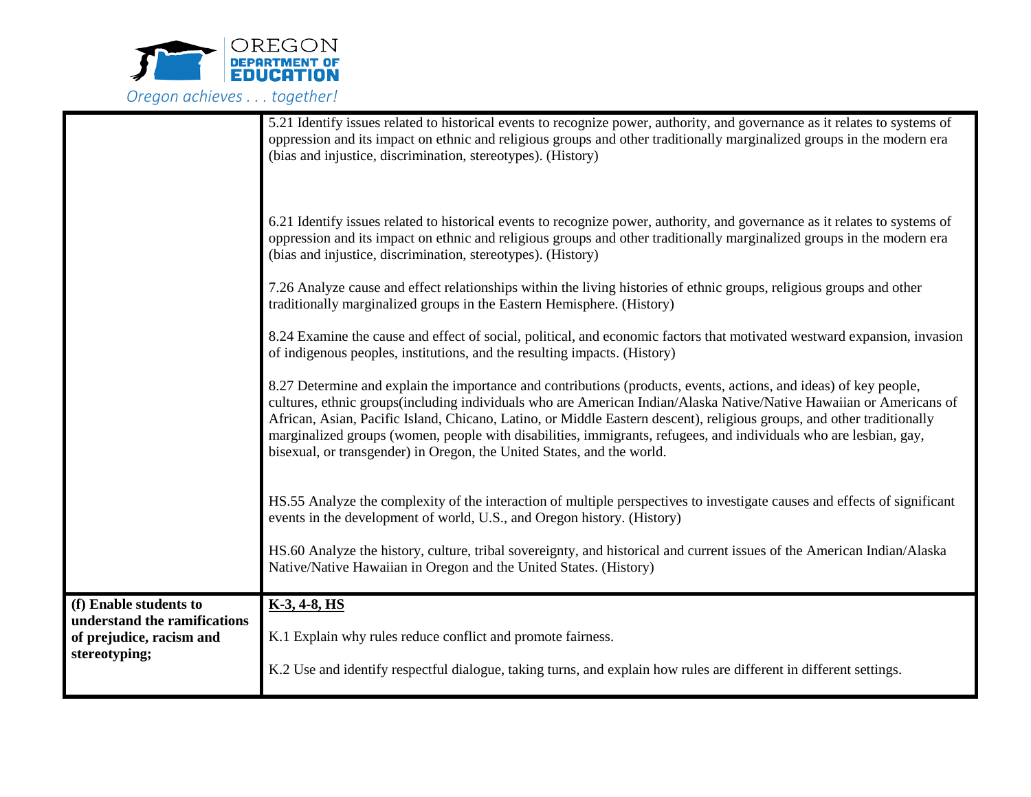| | |
|---|---|
| | 5.21 Identify issues related to historical events to recognize power, authority, and governance as it relates to systems of oppression and its impact on ethnic and religious groups and other traditionally marginalized groups in the modern era (bias and injustice, discrimination, stereotypes). (History)<br><br>6.21 Identify issues related to historical events to recognize power, authority, and governance as it relates to systems of oppression and its impact on ethnic and religious groups and other traditionally marginalized groups in the modern era (bias and injustice, discrimination, stereotypes). (History)<br><br>7.26 Analyze cause and effect relationships within the living histories of ethnic groups, religious groups and other traditionally marginalized groups in the Eastern Hemisphere. (History)<br><br>8.24 Examine the cause and effect of social, political, and economic factors that motivated westward expansion, invasion of indigenous peoples, institutions, and the resulting impacts. (History)<br><br>8.27 Determine and explain the importance and contributions (products, events, actions, and ideas) of key people, cultures, ethnic groups(including individuals who are American Indian/Alaska Native/Native Hawaiian or Americans of African, Asian, Pacific Island, Chicano, Latino, or Middle Eastern descent), religious groups, and other traditionally marginalized groups (women, people with disabilities, immigrants, refugees, and individuals who are lesbian, gay, bisexual, or transgender) in Oregon, the United States, and the world.<br><br>HS.55 Analyze the complexity of the interaction of multiple perspectives to investigate causes and effects of significant events in the development of world, U.S., and Oregon history. (History)<br><br>HS.60 Analyze the history, culture, tribal sovereignty, and historical and current issues of the American Indian/Alaska Native/Native Hawaiian in Oregon and the United States. (History) |
| **(f) Enable students to understand the ramifications of prejudice, racism and stereotyping;** | **<u>K-3, 4-8, HS</u>**<br><br>K.1 Explain why rules reduce conflict and promote fairness.<br><br>K.2 Use and identify respectful dialogue, taking turns, and explain how rules are different in different settings. |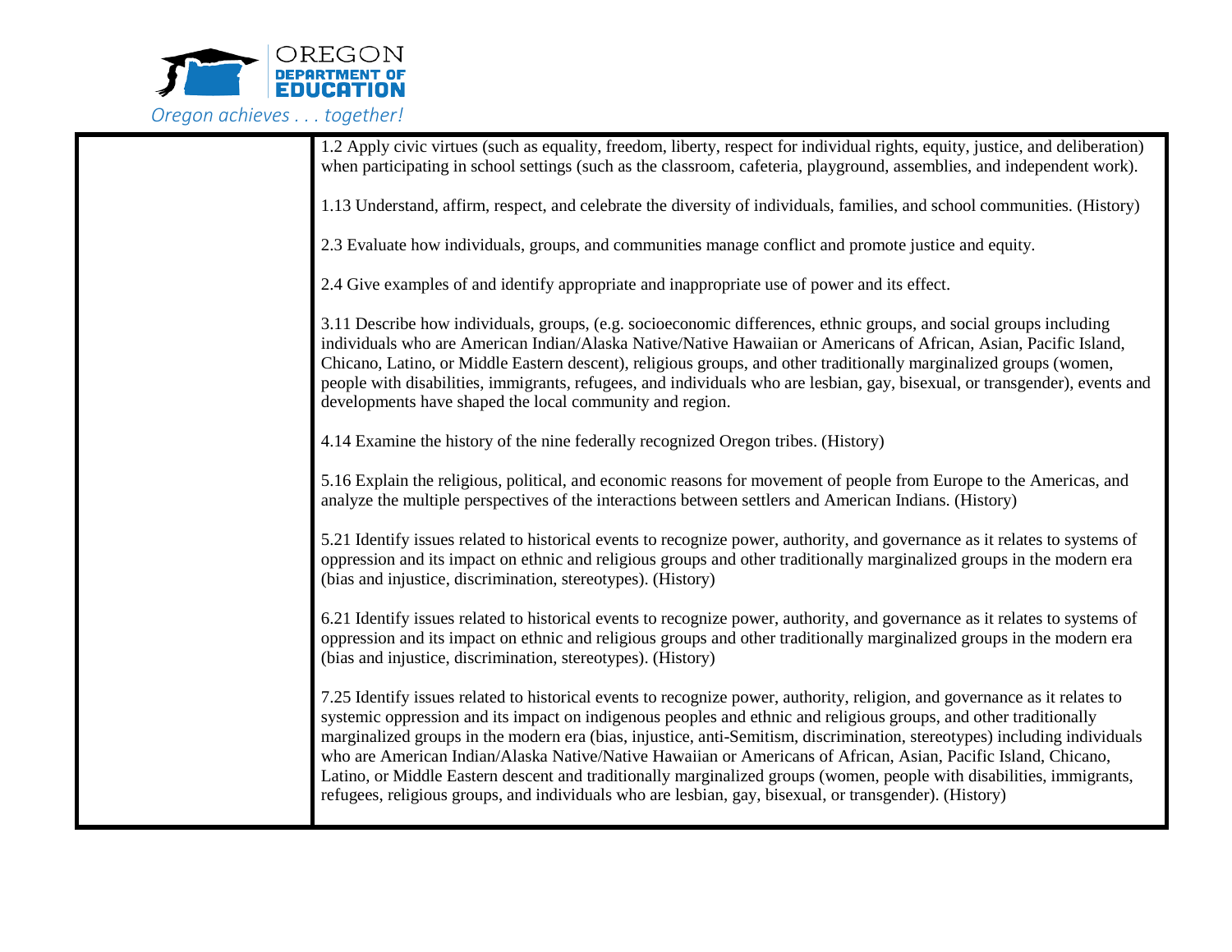| | |
|---|---|
| | 1.2 Apply civic virtues (such as equality, freedom, liberty, respect for individual rights, equity, justice, and deliberation) when participating in school settings (such as the classroom, cafeteria, playground, assemblies, and independent work).<br><br>1.13 Understand, affirm, respect, and celebrate the diversity of individuals, families, and school communities. (History)<br><br>2.3 Evaluate how individuals, groups, and communities manage conflict and promote justice and equity.<br><br>2.4 Give examples of and identify appropriate and inappropriate use of power and its effect.<br><br>3.11 Describe how individuals, groups, (e.g. socioeconomic differences, ethnic groups, and social groups including individuals who are American Indian/Alaska Native/Native Hawaiian or Americans of African, Asian, Pacific Island, Chicano, Latino, or Middle Eastern descent), religious groups, and other traditionally marginalized groups (women, people with disabilities, immigrants, refugees, and individuals who are lesbian, gay, bisexual, or transgender), events and developments have shaped the local community and region.<br><br>4.14 Examine the history of the nine federally recognized Oregon tribes. (History)<br><br>5.16 Explain the religious, political, and economic reasons for movement of people from Europe to the Americas, and analyze the multiple perspectives of the interactions between settlers and American Indians. (History)<br><br>5.21 Identify issues related to historical events to recognize power, authority, and governance as it relates to systems of oppression and its impact on ethnic and religious groups and other traditionally marginalized groups in the modern era (bias and injustice, discrimination, stereotypes). (History)<br><br>6.21 Identify issues related to historical events to recognize power, authority, and governance as it relates to systems of oppression and its impact on ethnic and religious groups and other traditionally marginalized groups in the modern era (bias and injustice, discrimination, stereotypes). (History)<br><br>7.25 Identify issues related to historical events to recognize power, authority, religion, and governance as it relates to systemic oppression and its impact on indigenous peoples and ethnic and religious groups, and other traditionally marginalized groups in the modern era (bias, injustice, anti-Semitism, discrimination, stereotypes) including individuals who are American Indian/Alaska Native/Native Hawaiian or Americans of African, Asian, Pacific Island, Chicano, Latino, or Middle Eastern descent and traditionally marginalized groups (women, people with disabilities, immigrants, refugees, religious groups, and individuals who are lesbian, gay, bisexual, or transgender). (History) |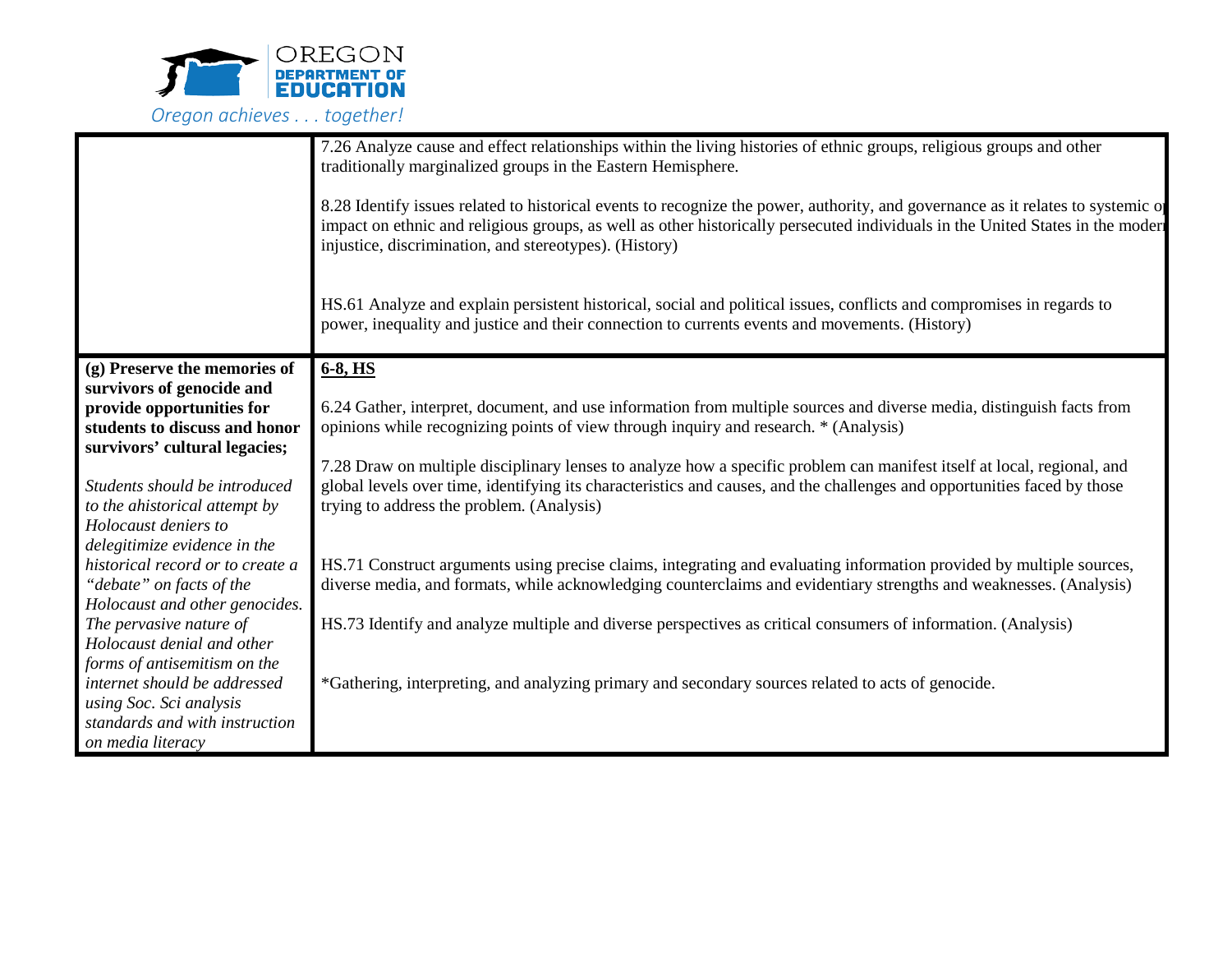|  |  |
|---|---|
|  | 7.26 Analyze cause and effect relationships within the living histories of ethnic groups, religious groups and other traditionally marginalized groups in the Eastern Hemisphere.<br><br>8.28 Identify issues related to historical events to recognize the power, authority, and governance as it relates to systemic o impact on ethnic and religious groups, as well as other historically persecuted individuals in the United States in the moder injustice, discrimination, and stereotypes). (History)<br><br>HS.61 Analyze and explain persistent historical, social and political issues, conflicts and compromises in regards to power, inequality and justice and their connection to currents events and movements. (History) |
| **(g) Preserve the memories of survivors of genocide and provide opportunities for students to discuss and honor survivors' cultural legacies;**<br><br>*Students should be introduced to the ahistorical attempt by Holocaust deniers to delegitimize evidence in the historical record or to create a "debate" on facts of the Holocaust and other genocides. The pervasive nature of Holocaust denial and other forms of antisemitism on the internet should be addressed using Soc. Sci analysis standards and with instruction on media literacy* | <u>**6-8, HS**</u><br><br>6.24 Gather, interpret, document, and use information from multiple sources and diverse media, distinguish facts from opinions while recognizing points of view through inquiry and research. * (Analysis)<br><br>7.28 Draw on multiple disciplinary lenses to analyze how a specific problem can manifest itself at local, regional, and global levels over time, identifying its characteristics and causes, and the challenges and opportunities faced by those trying to address the problem. (Analysis)<br><br>HS.71 Construct arguments using precise claims, integrating and evaluating information provided by multiple sources, diverse media, and formats, while acknowledging counterclaims and evidentiary strengths and weaknesses. (Analysis)<br><br>HS.73 Identify and analyze multiple and diverse perspectives as critical consumers of information. (Analysis)<br><br>*Gathering, interpreting, and analyzing primary and secondary sources related to acts of genocide. |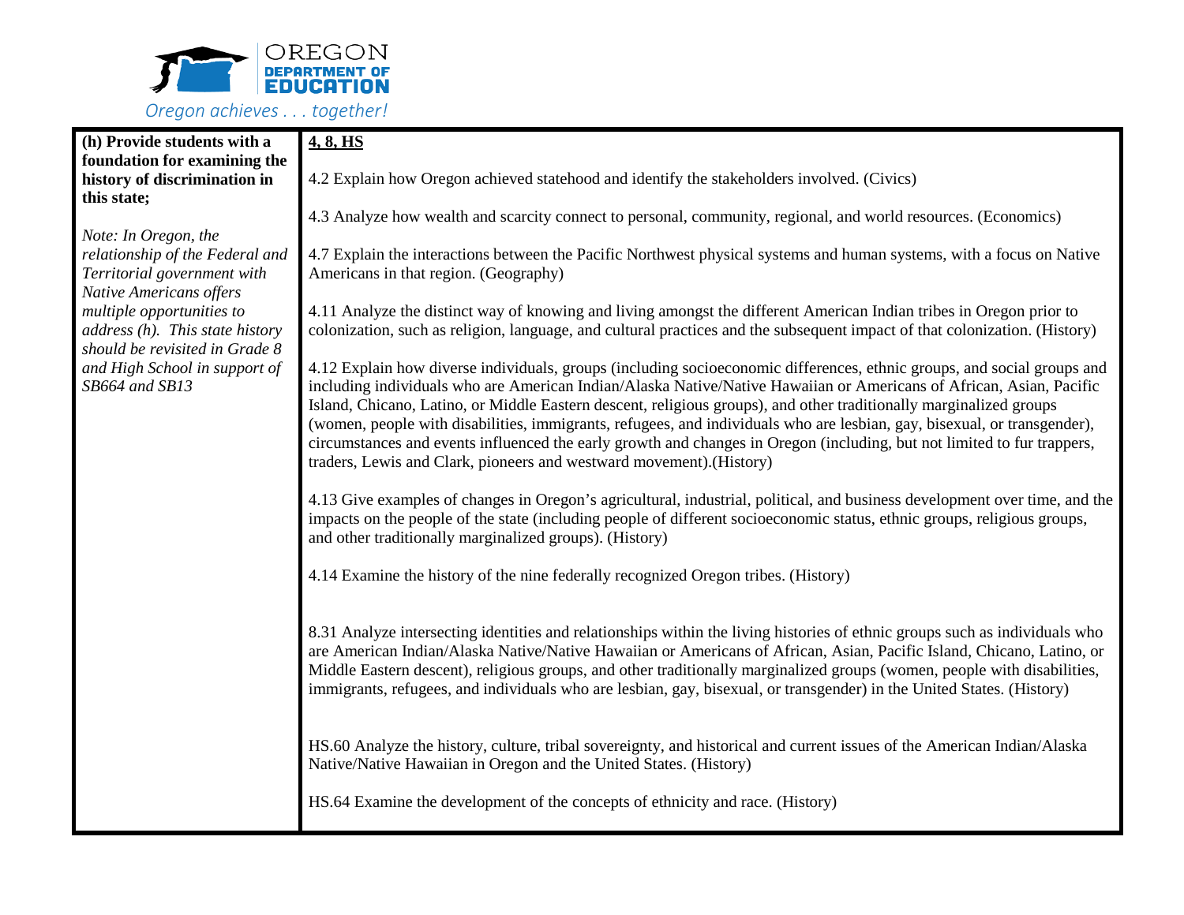| (h) Provide students with a foundation for examining the history of discrimination in this state; | **4, 8, HS** |
| --- | --- |
| *Note: In Oregon, the relationship of the Federal and Territorial government with Native Americans offers multiple opportunities to address (h). This state history should be revisited in Grade 8 and High School in support of SB664 and SB13* | 4.2 Explain how Oregon achieved statehood and identify the stakeholders involved. (Civics)<br><br>4.3 Analyze how wealth and scarcity connect to personal, community, regional, and world resources. (Economics)<br><br>4.7 Explain the interactions between the Pacific Northwest physical systems and human systems, with a focus on Native Americans in that region. (Geography)<br><br>4.11 Analyze the distinct way of knowing and living amongst the different American Indian tribes in Oregon prior to colonization, such as religion, language, and cultural practices and the subsequent impact of that colonization. (History)<br><br>4.12 Explain how diverse individuals, groups (including socioeconomic differences, ethnic groups, and social groups and including individuals who are American Indian/Alaska Native/Native Hawaiian or Americans of African, Asian, Pacific Island, Chicano, Latino, or Middle Eastern descent, religious groups), and other traditionally marginalized groups (women, people with disabilities, immigrants, refugees, and individuals who are lesbian, gay, bisexual, or transgender), circumstances and events influenced the early growth and changes in Oregon (including, but not limited to fur trappers, traders, Lewis and Clark, pioneers and westward movement).(History)<br><br>4.13 Give examples of changes in Oregon's agricultural, industrial, political, and business development over time, and the impacts on the people of the state (including people of different socioeconomic status, ethnic groups, religious groups, and other traditionally marginalized groups). (History)<br><br>4.14 Examine the history of the nine federally recognized Oregon tribes. (History)<br><br>8.31 Analyze intersecting identities and relationships within the living histories of ethnic groups such as individuals who are American Indian/Alaska Native/Native Hawaiian or Americans of African, Asian, Pacific Island, Chicano, Latino, or Middle Eastern descent), religious groups, and other traditionally marginalized groups (women, people with disabilities, immigrants, refugees, and individuals who are lesbian, gay, bisexual, or transgender) in the United States. (History)<br><br>HS.60 Analyze the history, culture, tribal sovereignty, and historical and current issues of the American Indian/Alaska Native/Native Hawaiian in Oregon and the United States. (History)<br><br>HS.64 Examine the development of the concepts of ethnicity and race. (History) |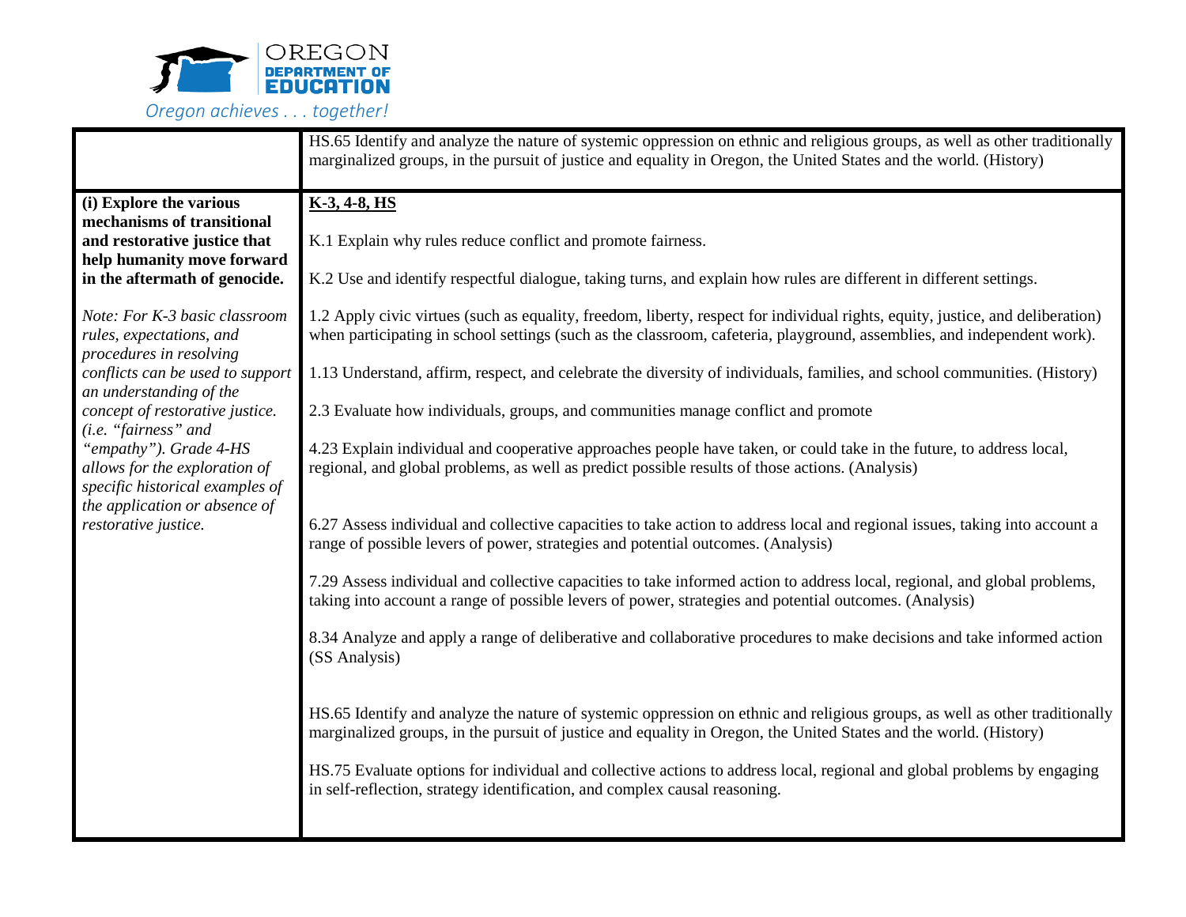| | |
|---|---|
| | HS.65 Identify and analyze the nature of systemic oppression on ethnic and religious groups, as well as other traditionally marginalized groups, in the pursuit of justice and equality in Oregon, the United States and the world. (History) |
| **(i) Explore the various mechanisms of transitional and restorative justice that help humanity move forward in the aftermath of genocide.**<br><br>*Note: For K-3 basic classroom rules, expectations, and procedures in resolving conflicts can be used to support an understanding of the concept of restorative justice. (i.e. "fairness" and "empathy"). Grade 4-HS allows for the exploration of specific historical examples of the application or absence of restorative justice.* | **<u>K-3, 4-8, HS</u>**<br><br>K.1 Explain why rules reduce conflict and promote fairness.<br><br>K.2 Use and identify respectful dialogue, taking turns, and explain how rules are different in different settings.<br><br>1.2 Apply civic virtues (such as equality, freedom, liberty, respect for individual rights, equity, justice, and deliberation) when participating in school settings (such as the classroom, cafeteria, playground, assemblies, and independent work).<br><br>1.13 Understand, affirm, respect, and celebrate the diversity of individuals, families, and school communities. (History)<br><br>2.3 Evaluate how individuals, groups, and communities manage conflict and promote<br><br>4.23 Explain individual and cooperative approaches people have taken, or could take in the future, to address local, regional, and global problems, as well as predict possible results of those actions. (Analysis)<br><br>6.27 Assess individual and collective capacities to take action to address local and regional issues, taking into account a range of possible levers of power, strategies and potential outcomes. (Analysis)<br><br>7.29 Assess individual and collective capacities to take informed action to address local, regional, and global problems, taking into account a range of possible levers of power, strategies and potential outcomes. (Analysis)<br><br>8.34 Analyze and apply a range of deliberative and collaborative procedures to make decisions and take informed action (SS Analysis)<br><br>HS.65 Identify and analyze the nature of systemic oppression on ethnic and religious groups, as well as other traditionally marginalized groups, in the pursuit of justice and equality in Oregon, the United States and the world. (History)<br><br>HS.75 Evaluate options for individual and collective actions to address local, regional and global problems by engaging in self-reflection, strategy identification, and complex causal reasoning. |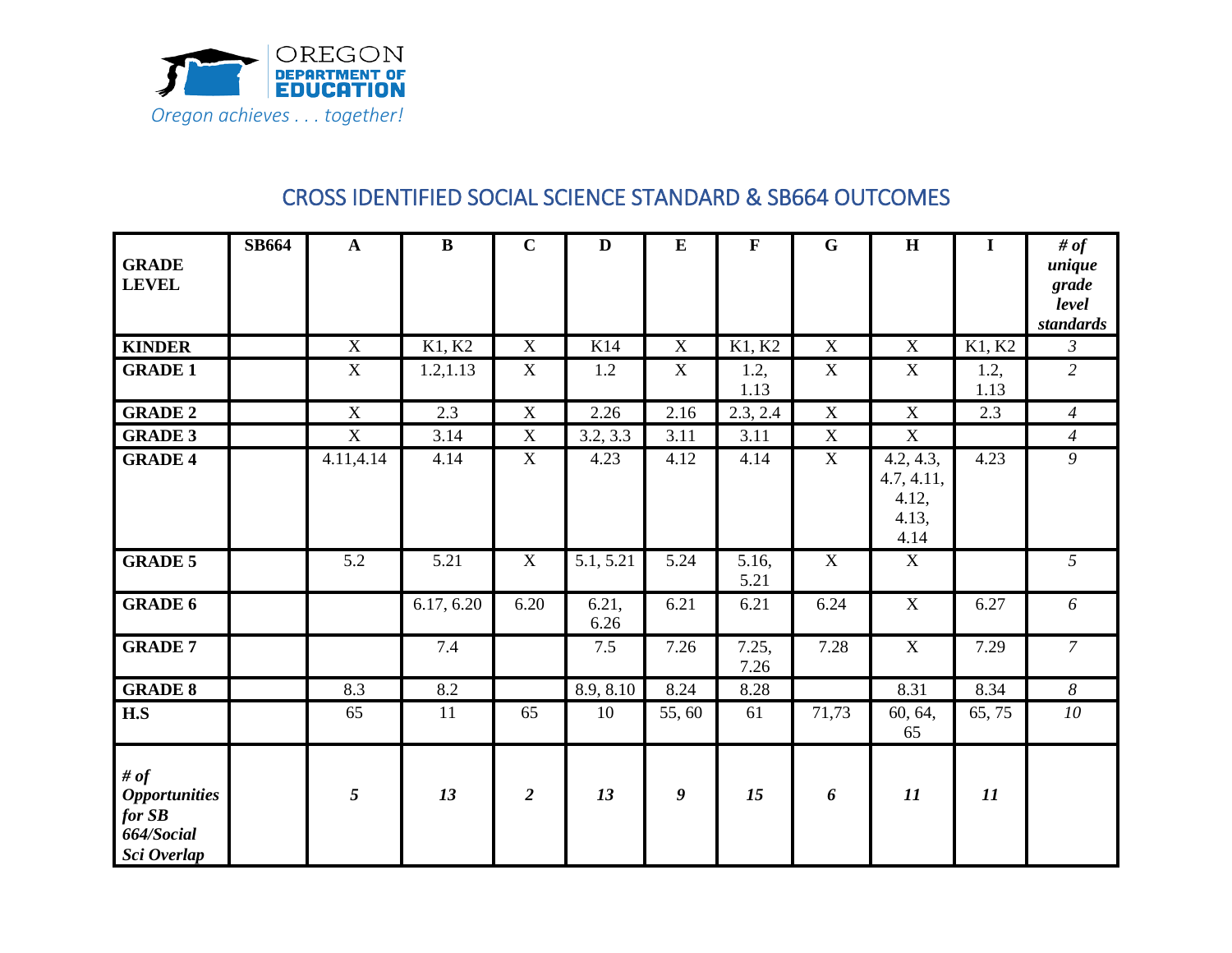## CROSS IDENTIFIED SOCIAL SCIENCE STANDARD & SB664 OUTCOMES

| GRADE LEVEL | SB664 | A | B | C | D | E | F | G | H | I | *# of unique grade level standards* |
|---|---|---|---|---|---|---|---|---|---|---|---|
| **KINDER** | | X | K1, K2 | X | K14 | X | K1, K2 | X | X | K1, K2 | *3* |
| **GRADE 1** | | X | 1.2,1.13 | X | 1.2 | X | 1.2, 1.13 | X | X | 1.2, 1.13 | *2* |
| **GRADE 2** | | X | 2.3 | X | 2.26 | 2.16 | 2.3, 2.4 | X | X | 2.3 | *4* |
| **GRADE 3** | | X | 3.14 | X | 3.2, 3.3 | 3.11 | 3.11 | X | X | | *4* |
| **GRADE 4** | | 4.11,4.14 | 4.14 | X | 4.23 | 4.12 | 4.14 | X | 4.2, 4.3, 4.7, 4.11, 4.12, 4.13, 4.14 | 4.23 | *9* |
| **GRADE 5** | | 5.2 | 5.21 | X | 5.1, 5.21 | 5.24 | 5.16, 5.21 | X | X | | *5* |
| **GRADE 6** | | | 6.17, 6.20 | 6.20 | 6.21, 6.26 | 6.21 | 6.21 | 6.24 | X | 6.27 | *6* |
| **GRADE 7** | | | 7.4 | | 7.5 | 7.26 | 7.25, 7.26 | 7.28 | X | 7.29 | *7* |
| **GRADE 8** | | 8.3 | 8.2 | | 8.9, 8.10 | 8.24 | 8.28 | | 8.31 | 8.34 | *8* |
| **H.S** | | 65 | 11 | 65 | 10 | 55, 60 | 61 | 71,73 | 60, 64, 65 | 65, 75 | *10* |
| ***# of Opportunities for SB 664/Social Sci Overlap*** | | ***5*** | ***13*** | ***2*** | ***13*** | ***9*** | ***15*** | ***6*** | ***11*** | ***11*** | |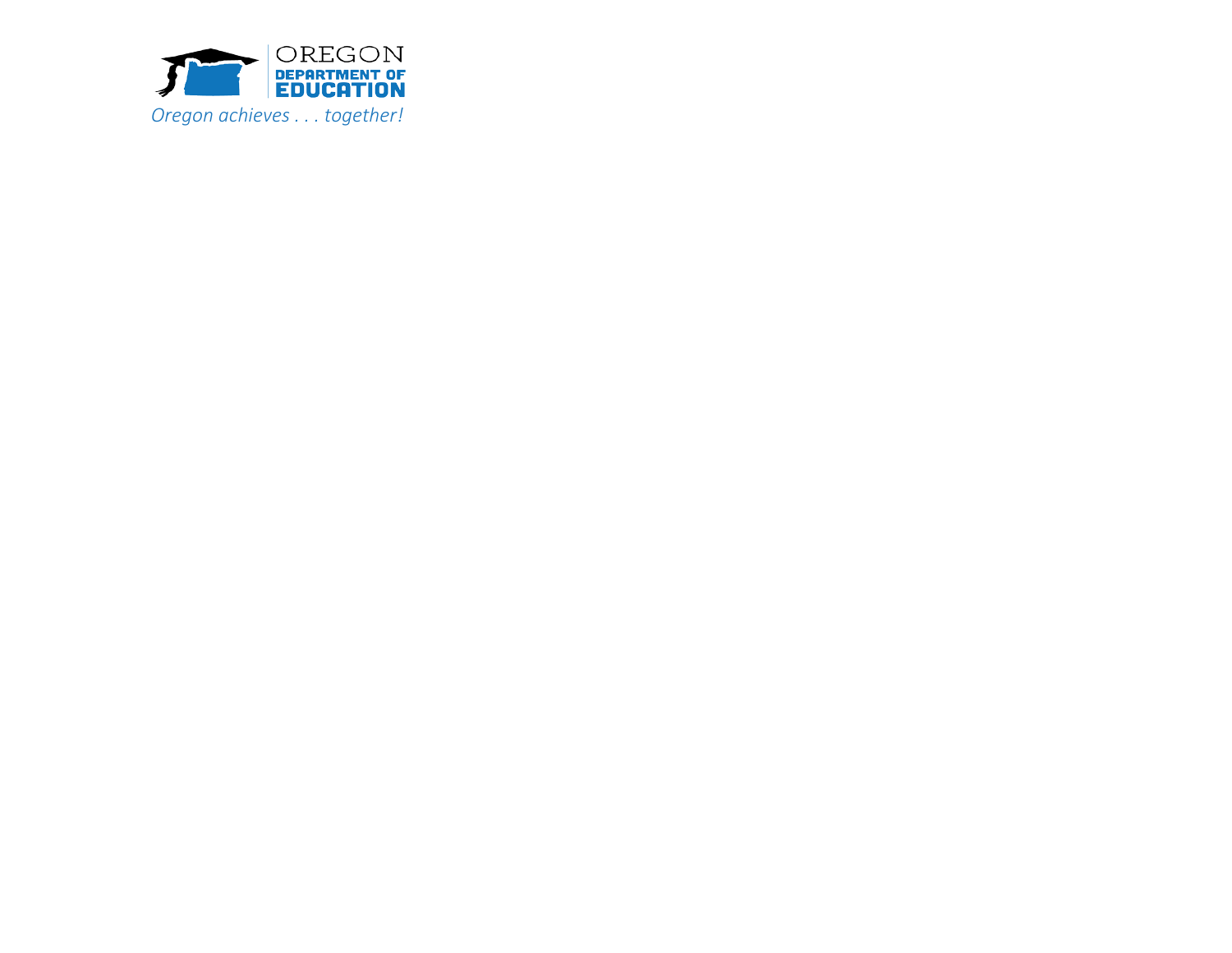OREGON
DEPARTMENT OF
EDUCATION

*Oregon achieves . . . together!*